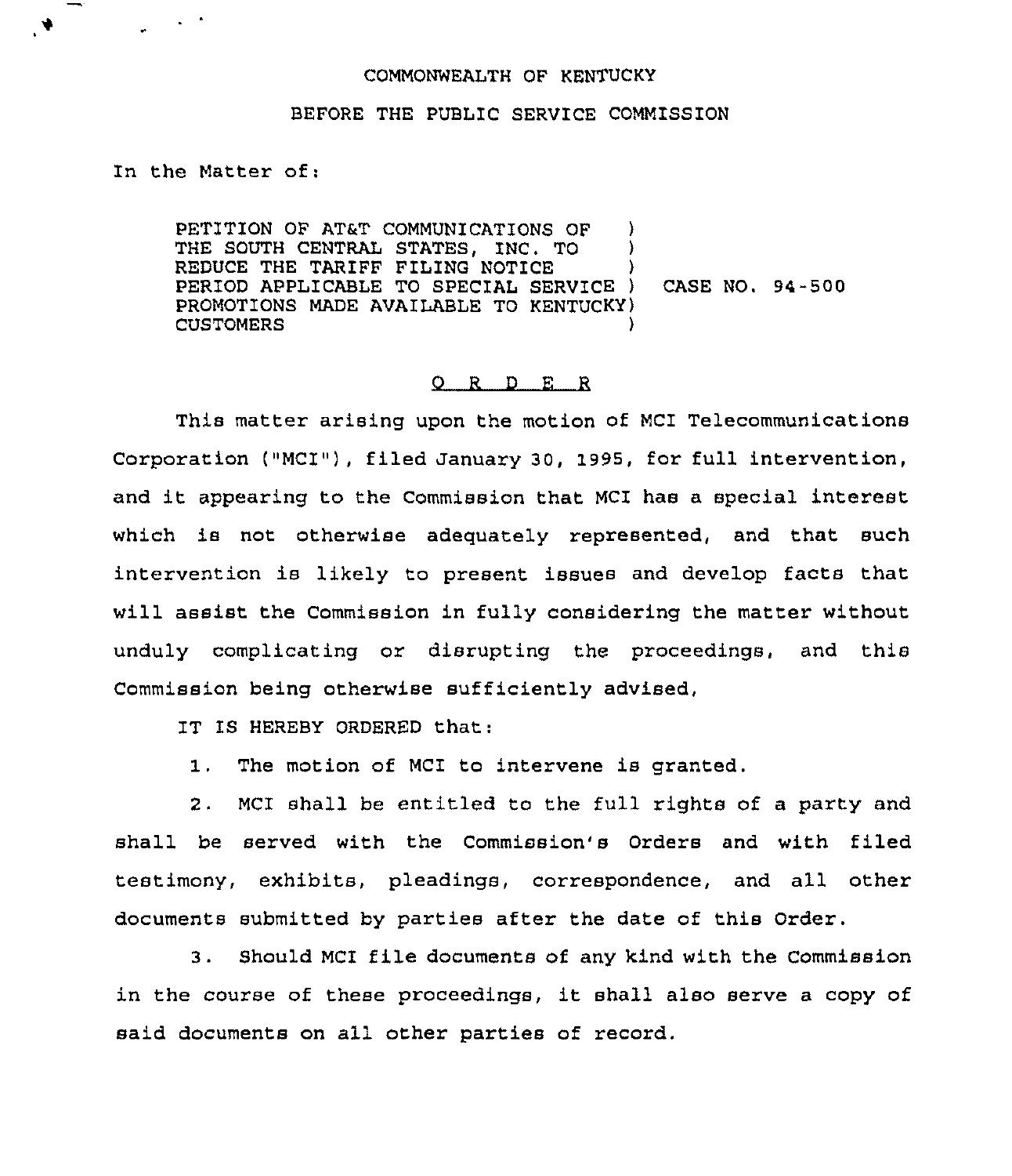COMMONWEALTH OF KENTUCKY

BEFORE THE PUBLIC SERVICE COMMISSION

In the Matter of:

PETITION OF AT&T COMMUNICATIONS OF THE SOUTH CENTRAL STATES, INC. TO REDUCE THE TARIFF FILING NOTICE PERIOD APPLICABLE TO SPECIAL SERVICE PROMOTIONS MADE AVAILABLE TO KENTUCKY CUSTOMERS ) CASE NO. 94-500

## O R D E R

This matter arising upon the motion of MCI Telecommunications Corporation ("MCI"), filed January 30, 1995, for full intervention, and it appearing to the Commission that MCI has a special interest which is not otherwise adequately represented, and that such intervention is likely to present issues and develop facts that will assist the Commission in fully considering the matter without unduly complicating or disrupting the proceedings, and this Commission being otherwise sufficiently advised,

IT IS HEREBY ORDERED that:

1. The motion of MCI to intervene is granted.

2. MCI shall be entitled to the full rights of a party and shall be served with the Commission's Orders and with filed testimony, exhibits, pleadings, correspondence, and all other documents submitted by parties after the date of this Order.

3. Should MCI file documents of any kind with the Commission in the course of these proceedings, it shall also serve a copy of said documents on all other parties of record.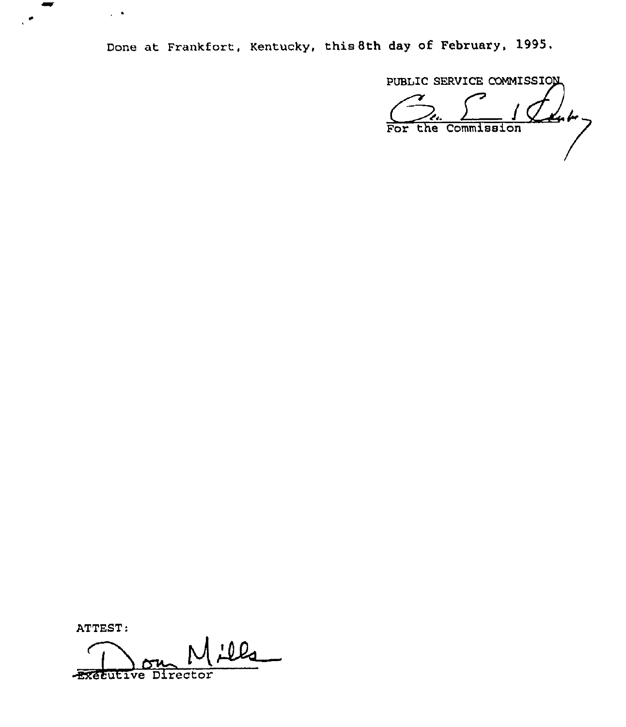Done at Frankfort, Kentucky, this 8th day of February, 1995.

PUBLIC SERVICE COMMISSION

For the Commission

ATTEST:

Executive Director